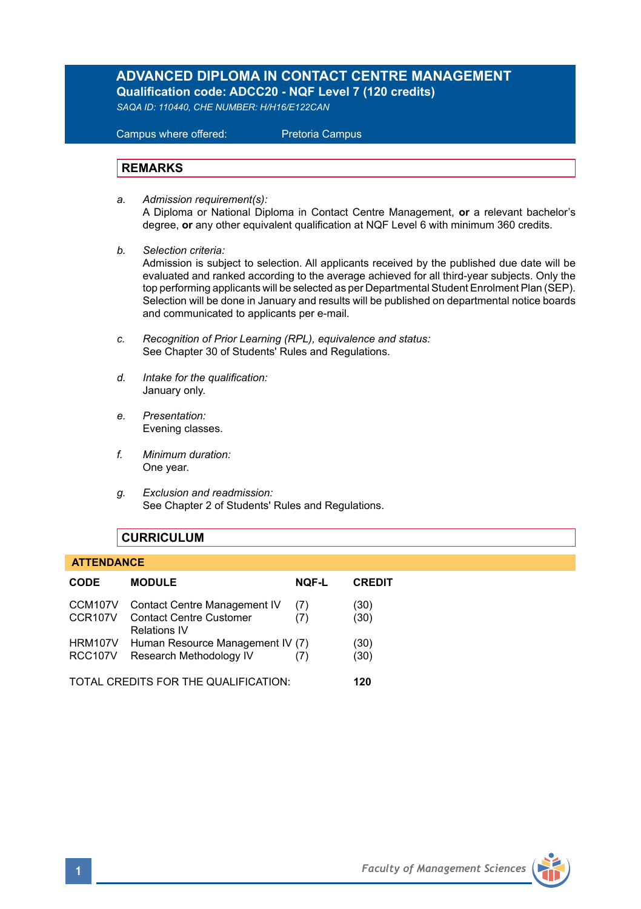# ADVANCED DIPLOMA IN CONTACT CENTRE MANAGEMENT

**Qualification code: ADCC20 - NQF Level 7 (120 credits)**

*SAQA ID: 110440, CHE NUMBER: H/H16/E122CAN*

Campus where offered: Pretoria Campus

## REMARKS

a. *Admission requirement(s):*
A Diploma or National Diploma in Contact Centre Management, **or** a relevant bachelor's degree, **or** any other equivalent qualification at NQF Level 6 with minimum 360 credits.

b. *Selection criteria:*
Admission is subject to selection. All applicants received by the published due date will be evaluated and ranked according to the average achieved for all third-year subjects. Only the top performing applicants will be selected as per Departmental Student Enrolment Plan (SEP). Selection will be done in January and results will be published on departmental notice boards and communicated to applicants per e-mail.

c. *Recognition of Prior Learning (RPL), equivalence and status:*
See Chapter 30 of Students' Rules and Regulations.

d. *Intake for the qualification:*
January only.

e. *Presentation:*
Evening classes.

f. *Minimum duration:*
One year.

g. *Exclusion and readmission:*
See Chapter 2 of Students' Rules and Regulations.

## CURRICULUM

### ATTENDANCE

| CODE | MODULE | NQF-L | CREDIT |
|---|---|---|---|
| CCM107V | Contact Centre Management IV | (7) | (30) |
| CCR107V | Contact Centre Customer Relations IV | (7) | (30) |
| HRM107V | Human Resource Management IV | (7) | (30) |
| RCC107V | Research Methodology IV | (7) | (30) |

TOTAL CREDITS FOR THE QUALIFICATION: **120**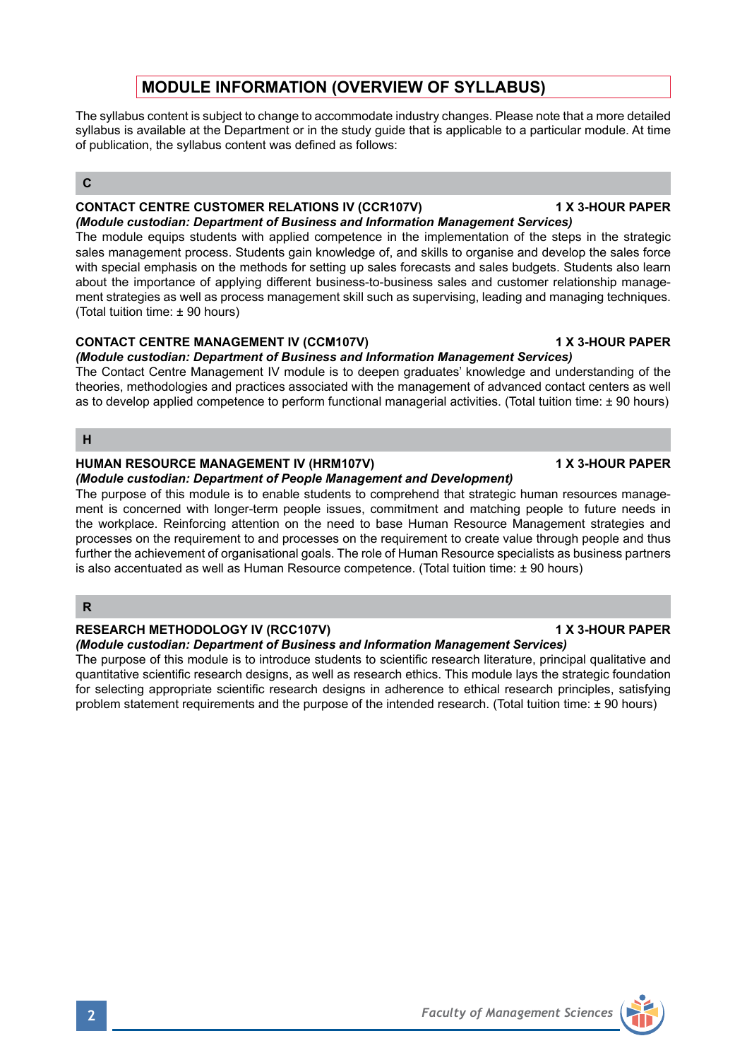# MODULE INFORMATION (OVERVIEW OF SYLLABUS)

The syllabus content is subject to change to accommodate industry changes. Please note that a more detailed syllabus is available at the Department or in the study guide that is applicable to a particular module. At time of publication, the syllabus content was defined as follows:

## C

**CONTACT CENTRE CUSTOMER RELATIONS IV (CCR107V) 1 X 3-HOUR PAPER**

***(Module custodian: Department of Business and Information Management Services)***

The module equips students with applied competence in the implementation of the steps in the strategic sales management process. Students gain knowledge of, and skills to organise and develop the sales force with special emphasis on the methods for setting up sales forecasts and sales budgets. Students also learn about the importance of applying different business-to-business sales and customer relationship management strategies as well as process management skill such as supervising, leading and managing techniques. (Total tuition time: ± 90 hours)

**CONTACT CENTRE MANAGEMENT IV (CCM107V) 1 X 3-HOUR PAPER**

***(Module custodian: Department of Business and Information Management Services)***

The Contact Centre Management IV module is to deepen graduates' knowledge and understanding of the theories, methodologies and practices associated with the management of advanced contact centers as well as to develop applied competence to perform functional managerial activities. (Total tuition time: ± 90 hours)

## H

**HUMAN RESOURCE MANAGEMENT IV (HRM107V) 1 X 3-HOUR PAPER**

***(Module custodian: Department of People Management and Development)***

The purpose of this module is to enable students to comprehend that strategic human resources management is concerned with longer-term people issues, commitment and matching people to future needs in the workplace. Reinforcing attention on the need to base Human Resource Management strategies and processes on the requirement to and processes on the requirement to create value through people and thus further the achievement of organisational goals. The role of Human Resource specialists as business partners is also accentuated as well as Human Resource competence. (Total tuition time: ± 90 hours)

## R

**RESEARCH METHODOLOGY IV (RCC107V) 1 X 3-HOUR PAPER**

***(Module custodian: Department of Business and Information Management Services)***

The purpose of this module is to introduce students to scientific research literature, principal qualitative and quantitative scientific research designs, as well as research ethics. This module lays the strategic foundation for selecting appropriate scientific research designs in adherence to ethical research principles, satisfying problem statement requirements and the purpose of the intended research. (Total tuition time: ± 90 hours)